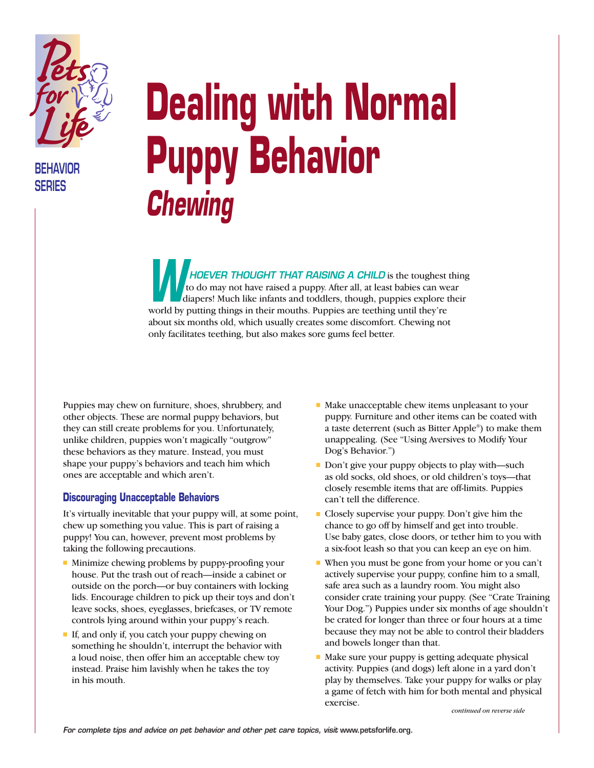BEHAVIOR SERIES

# Dealing with Normal Puppy Behavior

## *Chewing*

***WHOEVER THOUGHT THAT RAISING A CHILD*** is the toughest thing to do may not have raised a puppy. After all, at least babies can wear diapers! Much like infants and toddlers, though, puppies explore their world by putting things in their mouths. Puppies are teething until they're about six months old, which usually creates some discomfort. Chewing not only facilitates teething, but also makes sore gums feel better.

Puppies may chew on furniture, shoes, shrubbery, and other objects. These are normal puppy behaviors, but they can still create problems for you. Unfortunately, unlike children, puppies won't magically "outgrow" these behaviors as they mature. Instead, you must shape your puppy's behaviors and teach him which ones are acceptable and which aren't.

### Discouraging Unacceptable Behaviors

It's virtually inevitable that your puppy will, at some point, chew up something you value. This is part of raising a puppy! You can, however, prevent most problems by taking the following precautions.

- Minimize chewing problems by puppy-proofing your house. Put the trash out of reach—inside a cabinet or outside on the porch—or buy containers with locking lids. Encourage children to pick up their toys and don't leave socks, shoes, eyeglasses, briefcases, or TV remote controls lying around within your puppy's reach.
- If, and only if, you catch your puppy chewing on something he shouldn't, interrupt the behavior with a loud noise, then offer him an acceptable chew toy instead. Praise him lavishly when he takes the toy in his mouth.
- Make unacceptable chew items unpleasant to your puppy. Furniture and other items can be coated with a taste deterrent (such as Bitter Apple®) to make them unappealing. (See "Using Aversives to Modify Your Dog's Behavior.")
- Don't give your puppy objects to play with—such as old socks, old shoes, or old children's toys—that closely resemble items that are off-limits. Puppies can't tell the difference.
- Closely supervise your puppy. Don't give him the chance to go off by himself and get into trouble. Use baby gates, close doors, or tether him to you with a six-foot leash so that you can keep an eye on him.
- When you must be gone from your home or you can't actively supervise your puppy, confine him to a small, safe area such as a laundry room. You might also consider crate training your puppy. (See "Crate Training Your Dog.") Puppies under six months of age shouldn't be crated for longer than three or four hours at a time because they may not be able to control their bladders and bowels longer than that.
- Make sure your puppy is getting adequate physical activity. Puppies (and dogs) left alone in a yard don't play by themselves. Take your puppy for walks or play a game of fetch with him for both mental and physical exercise.

*continued on reverse side*

*For complete tips and advice on pet behavior and other pet care topics, visit* www.petsforlife.org.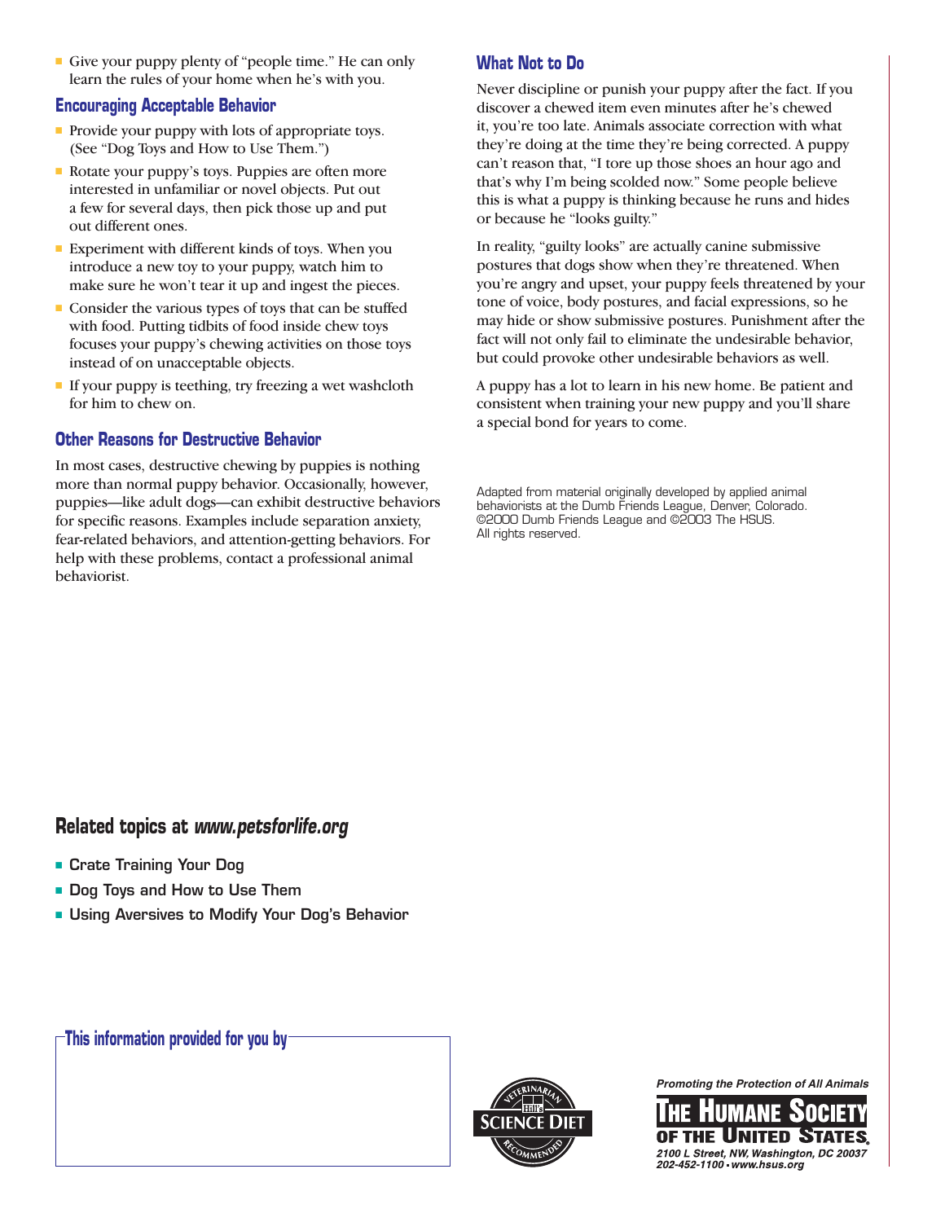- Give your puppy plenty of "people time." He can only learn the rules of your home when he's with you.

### Encouraging Acceptable Behavior

- Provide your puppy with lots of appropriate toys. (See "Dog Toys and How to Use Them.")
- Rotate your puppy's toys. Puppies are often more interested in unfamiliar or novel objects. Put out a few for several days, then pick those up and put out different ones.
- Experiment with different kinds of toys. When you introduce a new toy to your puppy, watch him to make sure he won't tear it up and ingest the pieces.
- Consider the various types of toys that can be stuffed with food. Putting tidbits of food inside chew toys focuses your puppy's chewing activities on those toys instead of on unacceptable objects.
- If your puppy is teething, try freezing a wet washcloth for him to chew on.

### Other Reasons for Destructive Behavior

In most cases, destructive chewing by puppies is nothing more than normal puppy behavior. Occasionally, however, puppies—like adult dogs—can exhibit destructive behaviors for specific reasons. Examples include separation anxiety, fear-related behaviors, and attention-getting behaviors. For help with these problems, contact a professional animal behaviorist.

### What Not to Do

Never discipline or punish your puppy after the fact. If you discover a chewed item even minutes after he's chewed it, you're too late. Animals associate correction with what they're doing at the time they're being corrected. A puppy can't reason that, "I tore up those shoes an hour ago and that's why I'm being scolded now." Some people believe this is what a puppy is thinking because he runs and hides or because he "looks guilty."

In reality, "guilty looks" are actually canine submissive postures that dogs show when they're threatened. When you're angry and upset, your puppy feels threatened by your tone of voice, body postures, and facial expressions, so he may hide or show submissive postures. Punishment after the fact will not only fail to eliminate the undesirable behavior, but could provoke other undesirable behaviors as well.

A puppy has a lot to learn in his new home. Be patient and consistent when training your new puppy and you'll share a special bond for years to come.

Adapted from material originally developed by applied animal behaviorists at the Dumb Friends League, Denver, Colorado. ©2000 Dumb Friends League and ©2003 The HSUS. All rights reserved.

## Related topics at *www.petsforlife.org*

- Crate Training Your Dog
- Dog Toys and How to Use Them
- Using Aversives to Modify Your Dog's Behavior

**This information provided for you by**

Veterinarian Recommended Hill's Science Diet

*Promoting the Protection of All Animals*

The Humane Society of the United States

*2100 L Street, NW, Washington, DC 20037*
*202-452-1100 • www.hsus.org*